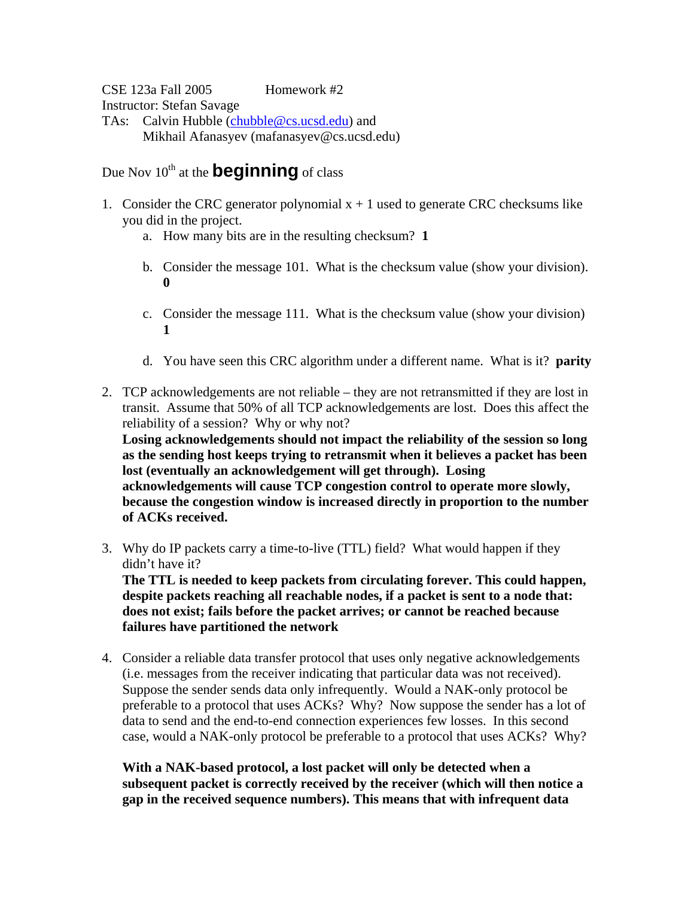CSE 123a Fall 2005 Homework #2

Instructor: Stefan Savage

TAs: Calvin Hubble (chubble@cs.ucsd.edu) and
Mikhail Afanasyev (mafanasyev@cs.ucsd.edu)

Due Nov 10th at the **beginning** of class

1. Consider the CRC generator polynomial $x + 1$ used to generate CRC checksums like you did in the project.
   a. How many bits are in the resulting checksum? **1**

   b. Consider the message 101. What is the checksum value (show your division). **0**

   c. Consider the message 111. What is the checksum value (show your division) **1**

   d. You have seen this CRC algorithm under a different name. What is it? **parity**

2. TCP acknowledgements are not reliable – they are not retransmitted if they are lost in transit. Assume that 50% of all TCP acknowledgements are lost. Does this affect the reliability of a session? Why or why not?
   **Losing acknowledgements should not impact the reliability of the session so long as the sending host keeps trying to retransmit when it believes a packet has been lost (eventually an acknowledgement will get through). Losing acknowledgements will cause TCP congestion control to operate more slowly, because the congestion window is increased directly in proportion to the number of ACKs received.**

3. Why do IP packets carry a time-to-live (TTL) field? What would happen if they didn't have it?
   **The TTL is needed to keep packets from circulating forever. This could happen, despite packets reaching all reachable nodes, if a packet is sent to a node that: does not exist; fails before the packet arrives; or cannot be reached because failures have partitioned the network**

4. Consider a reliable data transfer protocol that uses only negative acknowledgements (i.e. messages from the receiver indicating that particular data was not received). Suppose the sender sends data only infrequently. Would a NAK-only protocol be preferable to a protocol that uses ACKs? Why? Now suppose the sender has a lot of data to send and the end-to-end connection experiences few losses. In this second case, would a NAK-only protocol be preferable to a protocol that uses ACKs? Why?

   **With a NAK-based protocol, a lost packet will only be detected when a subsequent packet is correctly received by the receiver (which will then notice a gap in the received sequence numbers). This means that with infrequent data**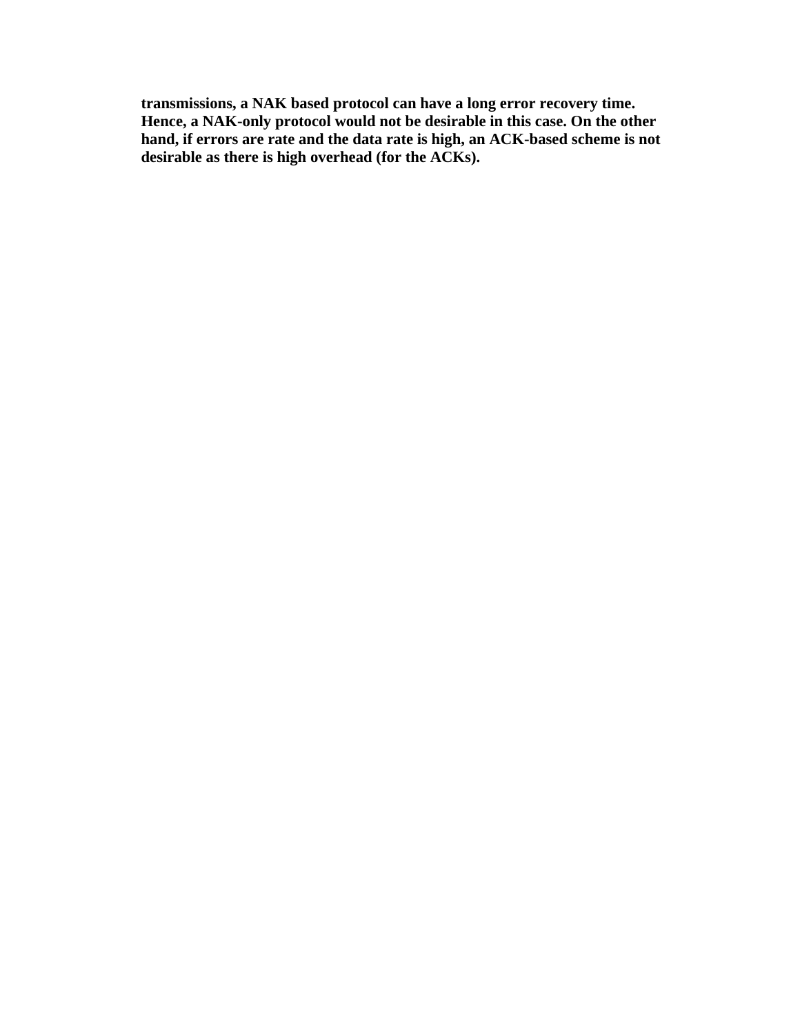**transmissions, a NAK based protocol can have a long error recovery time. Hence, a NAK-only protocol would not be desirable in this case. On the other hand, if errors are rate and the data rate is high, an ACK-based scheme is not desirable as there is high overhead (for the ACKs).**